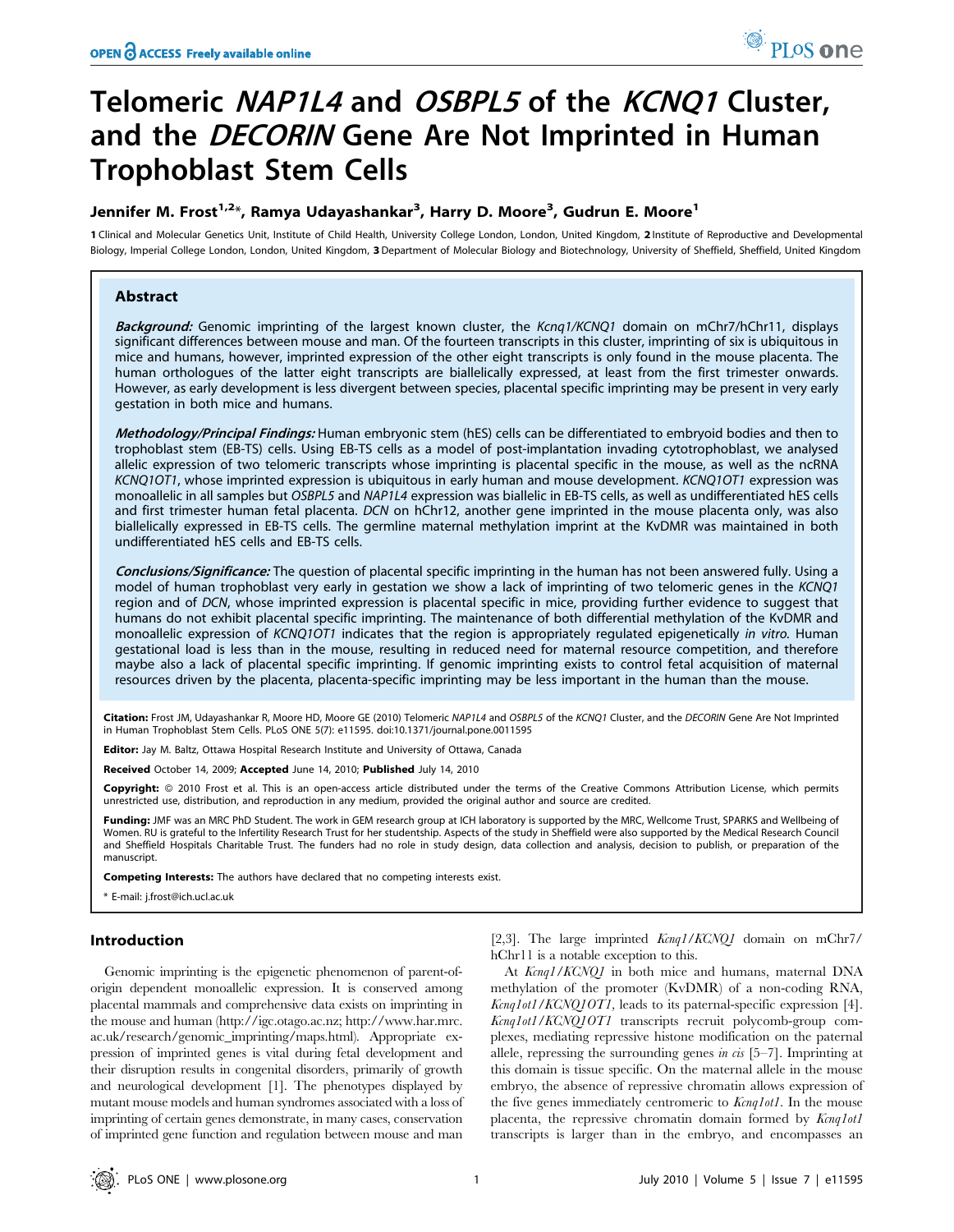# Telomeric *NAP1L4* and *OSBPL5* of the *KCNQ1* Cluster, and the *DECORIN* Gene Are Not Imprinted in Human Trophoblast Stem Cells

**Jennifer M. Frost[1,2]*, Ramya Udayashankar[3], Harry D. Moore[3], Gudrun E. Moore[1]**

**1** Clinical and Molecular Genetics Unit, Institute of Child Health, University College London, London, United Kingdom, **2** Institute of Reproductive and Developmental Biology, Imperial College London, London, United Kingdom, **3** Department of Molecular Biology and Biotechnology, University of Sheffield, Sheffield, United Kingdom

## Abstract

***Background:*** Genomic imprinting of the largest known cluster, the *Kcnq1/KCNQ1* domain on mChr7/hChr11, displays significant differences between mouse and man. Of the fourteen transcripts in this cluster, imprinting of six is ubiquitous in mice and humans, however, imprinted expression of the other eight transcripts is only found in the mouse placenta. The human orthologues of the latter eight transcripts are biallelically expressed, at least from the first trimester onwards. However, as early development is less divergent between species, placental specific imprinting may be present in very early gestation in both mice and humans.

***Methodology/Principal Findings:*** Human embryonic stem (hES) cells can be differentiated to embryoid bodies and then to trophoblast stem (EB-TS) cells. Using EB-TS cells as a model of post-implantation invading cytotrophoblast, we analysed allelic expression of two telomeric transcripts whose imprinting is placental specific in the mouse, as well as the ncRNA *KCNQ1OT1*, whose imprinted expression is ubiquitous in early human and mouse development. *KCNQ1OT1* expression was monoallelic in all samples but *OSBPL5* and *NAP1L4* expression was biallelic in EB-TS cells, as well as undifferentiated hES cells and first trimester human fetal placenta. *DCN* on hChr12, another gene imprinted in the mouse placenta only, was also biallelically expressed in EB-TS cells. The germline maternal methylation imprint at the KvDMR was maintained in both undifferentiated hES cells and EB-TS cells.

***Conclusions/Significance:*** The question of placental specific imprinting in the human has not been answered fully. Using a model of human trophoblast very early in gestation we show a lack of imprinting of two telomeric genes in the *KCNQ1* region and of *DCN*, whose imprinted expression is placental specific in mice, providing further evidence to suggest that humans do not exhibit placental specific imprinting. The maintenance of both differential methylation of the KvDMR and monoallelic expression of *KCNQ1OT1* indicates that the region is appropriately regulated epigenetically *in vitro*. Human gestational load is less than in the mouse, resulting in reduced need for maternal resource competition, and therefore maybe also a lack of placental specific imprinting. If genomic imprinting exists to control fetal acquisition of maternal resources driven by the placenta, placenta-specific imprinting may be less important in the human than the mouse.

**Citation:** Frost JM, Udayashankar R, Moore HD, Moore GE (2010) Telomeric *NAP1L4* and *OSBPL5* of the *KCNQ1* Cluster, and the *DECORIN* Gene Are Not Imprinted in Human Trophoblast Stem Cells. PLoS ONE 5(7): e11595. doi:10.1371/journal.pone.0011595

**Editor:** Jay M. Baltz, Ottawa Hospital Research Institute and University of Ottawa, Canada

**Received** October 14, 2009; **Accepted** June 14, 2010; **Published** July 14, 2010

**Copyright:** © 2010 Frost et al. This is an open-access article distributed under the terms of the Creative Commons Attribution License, which permits unrestricted use, distribution, and reproduction in any medium, provided the original author and source are credited.

**Funding:** JMF was an MRC PhD Student. The work in GEM research group at ICH laboratory is supported by the MRC, Wellcome Trust, SPARKS and Wellbeing of Women. RU is grateful to the Infertility Research Trust for her studentship. Aspects of the study in Sheffield were also supported by the Medical Research Council and Sheffield Hospitals Charitable Trust. The funders had no role in study design, data collection and analysis, decision to publish, or preparation of the manuscript.

**Competing Interests:** The authors have declared that no competing interests exist.

\* E-mail: j.frost@ich.ucl.ac.uk

## Introduction

Genomic imprinting is the epigenetic phenomenon of parent-of-origin dependent monoallelic expression. It is conserved among placental mammals and comprehensive data exists on imprinting in the mouse and human (http://igc.otago.ac.nz; http://www.har.mrc.ac.uk/research/genomic_imprinting/maps.html). Appropriate expression of imprinted genes is vital during fetal development and their disruption results in congenital disorders, primarily of growth and neurological development [1]. The phenotypes displayed by mutant mouse models and human syndromes associated with a loss of imprinting of certain genes demonstrate, in many cases, conservation of imprinted gene function and regulation between mouse and man [2,3]. The large imprinted *Kcnq1/KCNQ1* domain on mChr7/hChr11 is a notable exception to this.

At *Kcnq1/KCNQ1* in both mice and humans, maternal DNA methylation of the promoter (KvDMR) of a non-coding RNA, *Kcnq1ot1/KCNQ1OT1*, leads to its paternal-specific expression [4]. *Kcnq1ot1/KCNQ1OT1* transcripts recruit polycomb-group complexes, mediating repressive histone modification on the paternal allele, repressing the surrounding genes *in cis* [5–7]. Imprinting at this domain is tissue specific. On the maternal allele in the mouse embryo, the absence of repressive chromatin allows expression of the five genes immediately centromeric to *Kcnq1ot1*. In the mouse placenta, the repressive chromatin domain formed by *Kcnq1ot1* transcripts is larger than in the embryo, and encompasses an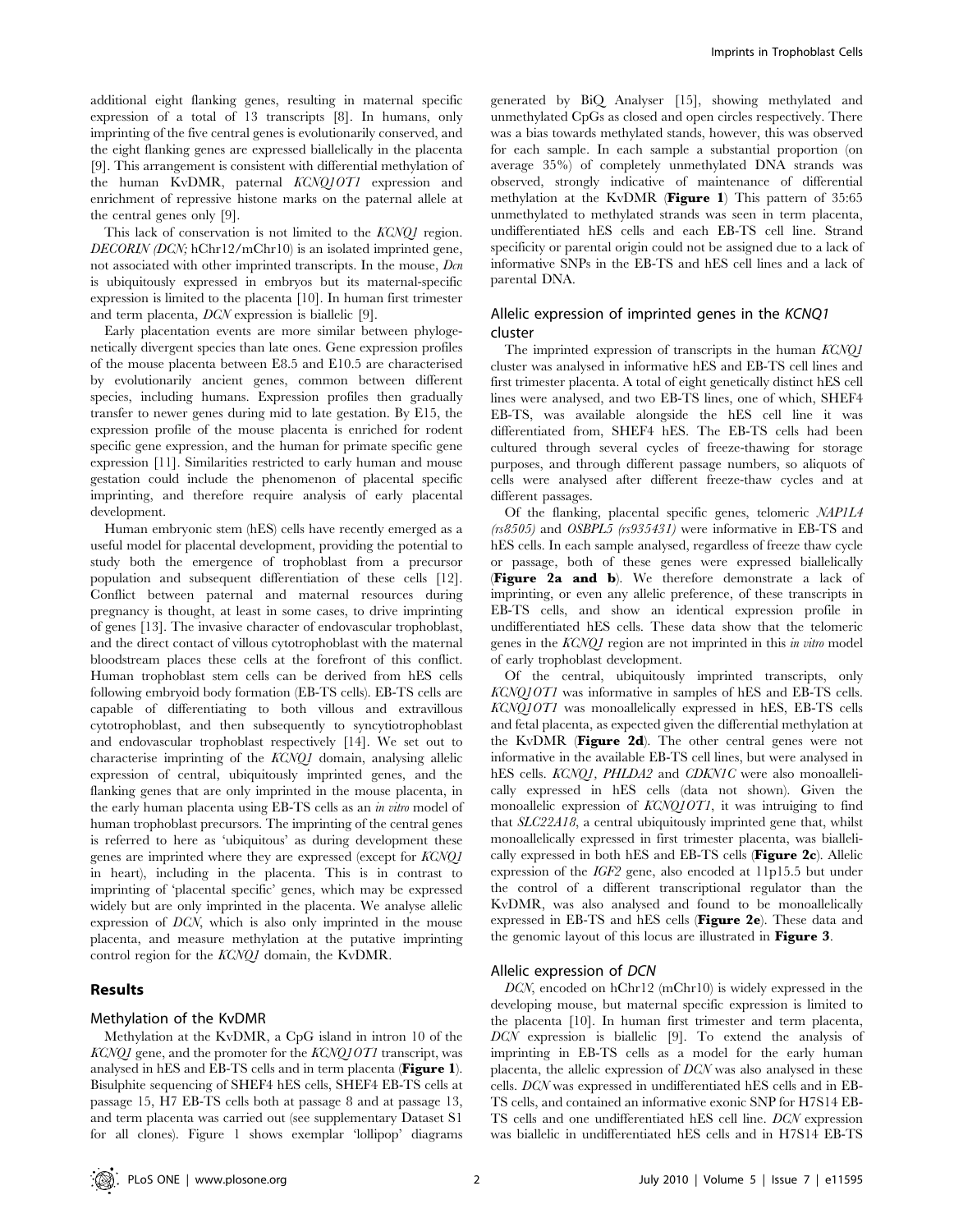additional eight flanking genes, resulting in maternal specific expression of a total of 13 transcripts [8]. In humans, only imprinting of the five central genes is evolutionarily conserved, and the eight flanking genes are expressed biallelically in the placenta [9]. This arrangement is consistent with differential methylation of the human KvDMR, paternal *KCNQ1OT1* expression and enrichment of repressive histone marks on the paternal allele at the central genes only [9].

This lack of conservation is not limited to the *KCNQ1* region. *DECORIN (DCN;* hChr12/mChr10) is an isolated imprinted gene, not associated with other imprinted transcripts. In the mouse, *Dcn* is ubiquitously expressed in embryos but its maternal-specific expression is limited to the placenta [10]. In human first trimester and term placenta, *DCN* expression is biallelic [9].

Early placentation events are more similar between phylogenetically divergent species than late ones. Gene expression profiles of the mouse placenta between E8.5 and E10.5 are characterised by evolutionarily ancient genes, common between different species, including humans. Expression profiles then gradually transfer to newer genes during mid to late gestation. By E15, the expression profile of the mouse placenta is enriched for rodent specific gene expression, and the human for primate specific gene expression [11]. Similarities restricted to early human and mouse gestation could include the phenomenon of placental specific imprinting, and therefore require analysis of early placental development.

Human embryonic stem (hES) cells have recently emerged as a useful model for placental development, providing the potential to study both the emergence of trophoblast from a precursor population and subsequent differentiation of these cells [12]. Conflict between paternal and maternal resources during pregnancy is thought, at least in some cases, to drive imprinting of genes [13]. The invasive character of endovascular trophoblast, and the direct contact of villous cytotrophoblast with the maternal bloodstream places these cells at the forefront of this conflict. Human trophoblast stem cells can be derived from hES cells following embryoid body formation (EB-TS cells). EB-TS cells are capable of differentiating to both villous and extravillous cytotrophoblast, and then subsequently to syncytiotrophoblast and endovascular trophoblast respectively [14]. We set out to characterise imprinting of the *KCNQ1* domain, analysing allelic expression of central, ubiquitously imprinted genes, and the flanking genes that are only imprinted in the mouse placenta, in the early human placenta using EB-TS cells as an *in vitro* model of human trophoblast precursors. The imprinting of the central genes is referred to here as 'ubiquitous' as during development these genes are imprinted where they are expressed (except for *KCNQ1* in heart), including in the placenta. This is in contrast to imprinting of 'placental specific' genes, which may be expressed widely but are only imprinted in the placenta. We analyse allelic expression of *DCN*, which is also only imprinted in the mouse placenta, and measure methylation at the putative imprinting control region for the *KCNQ1* domain, the KvDMR.

## Results

### Methylation of the KvDMR

Methylation at the KvDMR, a CpG island in intron 10 of the *KCNQ1* gene, and the promoter for the *KCNQ1OT1* transcript, was analysed in hES and EB-TS cells and in term placenta (**Figure 1**). Bisulphite sequencing of SHEF4 hES cells, SHEF4 EB-TS cells at passage 15, H7 EB-TS cells both at passage 8 and at passage 13, and term placenta was carried out (see supplementary Dataset S1 for all clones). Figure 1 shows exemplar 'lollipop' diagrams generated by BiQ Analyser [15], showing methylated and unmethylated CpGs as closed and open circles respectively. There was a bias towards methylated stands, however, this was observed for each sample. In each sample a substantial proportion (on average 35%) of completely unmethylated DNA strands was observed, strongly indicative of maintenance of differential methylation at the KvDMR (**Figure 1**) This pattern of 35:65 unmethylated to methylated strands was seen in term placenta, undifferentiated hES cells and each EB-TS cell line. Strand specificity or parental origin could not be assigned due to a lack of informative SNPs in the EB-TS and hES cell lines and a lack of parental DNA.

### Allelic expression of imprinted genes in the *KCNQ1* cluster

The imprinted expression of transcripts in the human *KCNQ1* cluster was analysed in informative hES and EB-TS cell lines and first trimester placenta. A total of eight genetically distinct hES cell lines were analysed, and two EB-TS lines, one of which, SHEF4 EB-TS, was available alongside the hES cell line it was differentiated from, SHEF4 hES. The EB-TS cells had been cultured through several cycles of freeze-thawing for storage purposes, and through different passage numbers, so aliquots of cells were analysed after different freeze-thaw cycles and at different passages.

Of the flanking, placental specific genes, telomeric *NAP1L4 (rs8505)* and *OSBPL5 (rs935431)* were informative in EB-TS and hES cells. In each sample analysed, regardless of freeze thaw cycle or passage, both of these genes were expressed biallelically (**Figure 2a and b**). We therefore demonstrate a lack of imprinting, or even any allelic preference, of these transcripts in EB-TS cells, and show an identical expression profile in undifferentiated hES cells. These data show that the telomeric genes in the *KCNQ1* region are not imprinted in this *in vitro* model of early trophoblast development.

Of the central, ubiquitously imprinted transcripts, only *KCNQ1OT1* was informative in samples of hES and EB-TS cells. *KCNQ1OT1* was monoallelically expressed in hES, EB-TS cells and fetal placenta, as expected given the differential methylation at the KvDMR (**Figure 2d**). The other central genes were not informative in the available EB-TS cell lines, but were analysed in hES cells. *KCNQ1*, *PHLDA2* and *CDKN1C* were also monoallelically expressed in hES cells (data not shown). Given the monoallelic expression of *KCNQ1OT1*, it was intruiging to find that *SLC22A18*, a central ubiquitously imprinted gene that, whilst monoallelically expressed in first trimester placenta, was biallelically expressed in both hES and EB-TS cells (**Figure 2c**). Allelic expression of the *IGF2* gene, also encoded at 11p15.5 but under the control of a different transcriptional regulator than the KvDMR, was also analysed and found to be monoallelically expressed in EB-TS and hES cells (**Figure 2e**). These data and the genomic layout of this locus are illustrated in **Figure 3**.

### Allelic expression of *DCN*

*DCN*, encoded on hChr12 (mChr10) is widely expressed in the developing mouse, but maternal specific expression is limited to the placenta [10]. In human first trimester and term placenta, *DCN* expression is biallelic [9]. To extend the analysis of imprinting in EB-TS cells as a model for the early human placenta, the allelic expression of *DCN* was also analysed in these cells. *DCN* was expressed in undifferentiated hES cells and in EB-TS cells, and contained an informative exonic SNP for H7S14 EB-TS cells and one undifferentiated hES cell line. *DCN* expression was biallelic in undifferentiated hES cells and in H7S14 EB-TS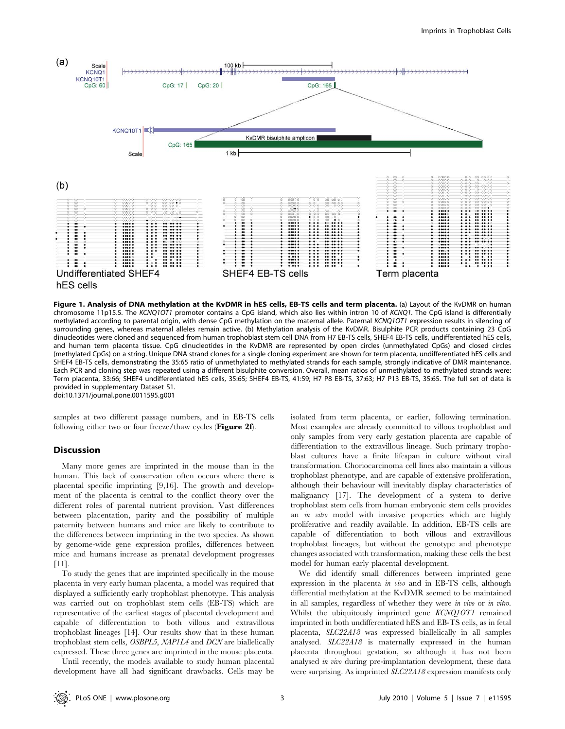**Figure 1. Analysis of DNA methylation at the KvDMR in hES cells, EB-TS cells and term placenta.** (a) Layout of the KvDMR on human chromosome 11p15.5. The *KCNQ1OT1* promoter contains a CpG island, which also lies within intron 10 of *KCNQ1*. The CpG island is differentially methylated according to parental origin, with dense CpG methylation on the maternal allele. Paternal *KCNQ1OT1* expression results in silencing of surrounding genes, whereas maternal alleles remain active. (b) Methylation analysis of the KvDMR. Bisulphite PCR products containing 23 CpG dinucleotides were cloned and sequenced from human trophoblast stem cell DNA from H7 EB-TS cells, SHEF4 EB-TS cells, undifferentiated hES cells, and human term placenta tissue. CpG dinucleotides in the KvDMR are represented by open circles (unmethylated CpGs) and closed circles (methylated CpGs) on a string. Unique DNA strand clones for a single cloning experiment are shown for term placenta, undifferentiated hES cells and SHEF4 EB-TS cells, demonstrating the 35:65 ratio of unmethylated to methylated strands for each sample, strongly indicative of DMR maintenance. Each PCR and cloning step was repeated using a different bisulphite conversion. Overall, mean ratios of unmethylated to methylated strands were: Term placenta, 33:66; SHEF4 undifferentiated hES cells, 35:65; SHEF4 EB-TS, 41:59; H7 P8 EB-TS, 37:63; H7 P13 EB-TS, 35:65. The full set of data is provided in supplementary Dataset S1.
doi:10.1371/journal.pone.0011595.g001

samples at two different passage numbers, and in EB-TS cells following either two or four freeze/thaw cycles (**Figure 2f**).

## Discussion

Many more genes are imprinted in the mouse than in the human. This lack of conservation often occurs where there is placental specific imprinting [9,16]. The growth and development of the placenta is central to the conflict theory over the different roles of parental nutrient provision. Vast differences between placentation, parity and the possibility of multiple paternity between humans and mice are likely to contribute to the differences between imprinting in the two species. As shown by genome-wide gene expression profiles, differences between mice and humans increase as prenatal development progresses [11].

To study the genes that are imprinted specifically in the mouse placenta in very early human placenta, a model was required that displayed a sufficiently early trophoblast phenotype. This analysis was carried out on trophoblast stem cells (EB-TS) which are representative of the earliest stages of placental development and capable of differentiation to both villous and extravillous trophoblast lineages [14]. Our results show that in these human trophoblast stem cells, *OSBPL5*, *NAP1L4* and *DCN* are biallelically expressed. These three genes are imprinted in the mouse placenta.

Until recently, the models available to study human placental development have all had significant drawbacks. Cells may be isolated from term placenta, or earlier, following termination. Most examples are already committed to villous trophoblast and only samples from very early gestation placenta are capable of differentiation to the extravillous lineage. Such primary trophoblast cultures have a finite lifespan in culture without viral transformation. Choriocarcinoma cell lines also maintain a villous trophoblast phenotype, and are capable of extensive proliferation, although their behaviour will inevitably display characteristics of malignancy [17]. The development of a system to derive trophoblast stem cells from human embryonic stem cells provides an *in vitro* model with invasive properties which are highly proliferative and readily available. In addition, EB-TS cells are capable of differentiation to both villous and extravillous trophoblast lineages, but without the genotype and phenotype changes associated with transformation, making these cells the best model for human early placental development.

We did identify small differences between imprinted gene expression in the placenta *in vivo* and in EB-TS cells, although differential methylation at the KvDMR seemed to be maintained in all samples, regardless of whether they were *in vivo* or *in vitro*. Whilst the ubiquitously imprinted gene *KCNQ1OT1* remained imprinted in both undifferentiated hES and EB-TS cells, as in fetal placenta, *SLC22A18* was expressed biallelically in all samples analysed. *SLC22A18* is maternally expressed in the human placenta throughout gestation, so although it has not been analysed *in vivo* during pre-implantation development, these data were surprising. As imprinted *SLC22A18* expression manifests only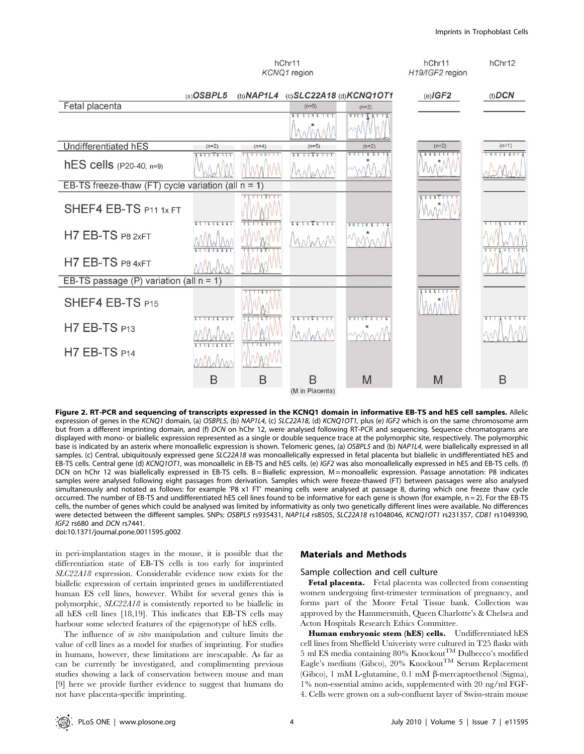**Figure 2. RT-PCR and sequencing of transcripts expressed in the KCNQ1 domain in informative EB-TS and hES cell samples.** Allelic expression of genes in the *KCNQ1* domain, (a) *OSBPL5*, (b) *NAP1L4*, (c) *SLC22A18*, (d) *KCNQ1OT1*, plus (e) *IGF2* which is on the same chromosome arm but from a different imprinting domain, and (f) *DCN* on hChr 12, were analysed following RT-PCR and sequencing. Sequence chromatograms are displayed with mono- or biallelic expression represented as a single or double sequence trace at the polymorphic site, respectively. The polymorphic base is indicated by an asterix where monoallelic expression is shown. Telomeric genes, (a) *OSBPL5* and (b) *NAP1L4*, were biallelically expressed in all samples. (c) Central, ubiquitously expressed gene *SLC22A18* was monoallelically expressed in fetal placenta but biallelic in undifferentiated hES and EB-TS cells. Central gene (d) *KCNQ1OT1*, was monoallelic in EB-TS and hES cells. (e) *IGF2* was also monoallelically expressed in hES and EB-TS cells. (f) DCN on hChr 12 was biallelically expressed in EB-TS cells. B = Biallelic expression, M = monoallelic expression. Passage annotation: P8 indicates samples were analysed following eight passages from derivation. Samples which were freeze-thawed (FT) between passages were also analysed simultaneously and notated as follows: for example 'P8 x1 FT' meaning cells were analysed at passage 8, during which one freeze thaw cycle occurred. The number of EB-TS and undifferentiated hES cell lines found to be informative for each gene is shown (for example, n = 2). For the EB-TS cells, the number of genes which could be analysed was limited by informativity as only two genetically different lines were available. No differences were detected between the different samples. SNPs: *OSBPL5* rs935431, *NAP1L4* rs8505, *SLC22A18* rs1048046, *KCNQ1OT1* rs231357, *CD81* rs1049390, *IGF2* rs680 and *DCN* rs7441.

doi:10.1371/journal.pone.0011595.g002

in peri-implantation stages in the mouse, it is possible that the differentiation state of EB-TS cells is too early for imprinted *SLC22A18* expression. Considerable evidence now exists for the biallelic expression of certain imprinted genes in undifferentiated human ES cell lines, however. Whilst for several genes this is polymorphic, *SLC22A18* is consistently reported to be biallelic in all hES cell lines [18,19]. This indicates that EB-TS cells may harbour some selected features of the epigenotype of hES cells.

The influence of *in vitro* manipulation and culture limits the value of cell lines as a model for studies of imprinting. For studies in humans, however, these limitations are inescapable. As far as can be currently be investigated, and complimenting previous studies showing a lack of conservation between mouse and man [9] here we provide further evidence to suggest that humans do not have placenta-specific imprinting.

## Materials and Methods

### Sample collection and cell culture

**Fetal placenta.** Fetal placenta was collected from consenting women undergoing first-trimester termination of pregnancy, and forms part of the Moore Fetal Tissue bank. Collection was approved by the Hammersmith, Queen Charlotte's & Chelsea and Acton Hospitals Research Ethics Committee.

**Human embryonic stem (hES) cells.** Undifferentiated hES cell lines from Sheffield Univeristy were cultured in T25 flasks with 5 ml ES media containing 80% Knockout™ Dulbecco's modified Eagle's medium (Gibco), 20% Knockout™ Serum Replacement (Gibco), 1 mM L-glutamine, 0.1 mM β-mercaptoethenol (Sigma), 1% non-essential amino acids, supplemented with 20 ng/ml FGF-4. Cells were grown on a sub-confluent layer of Swiss-strain mouse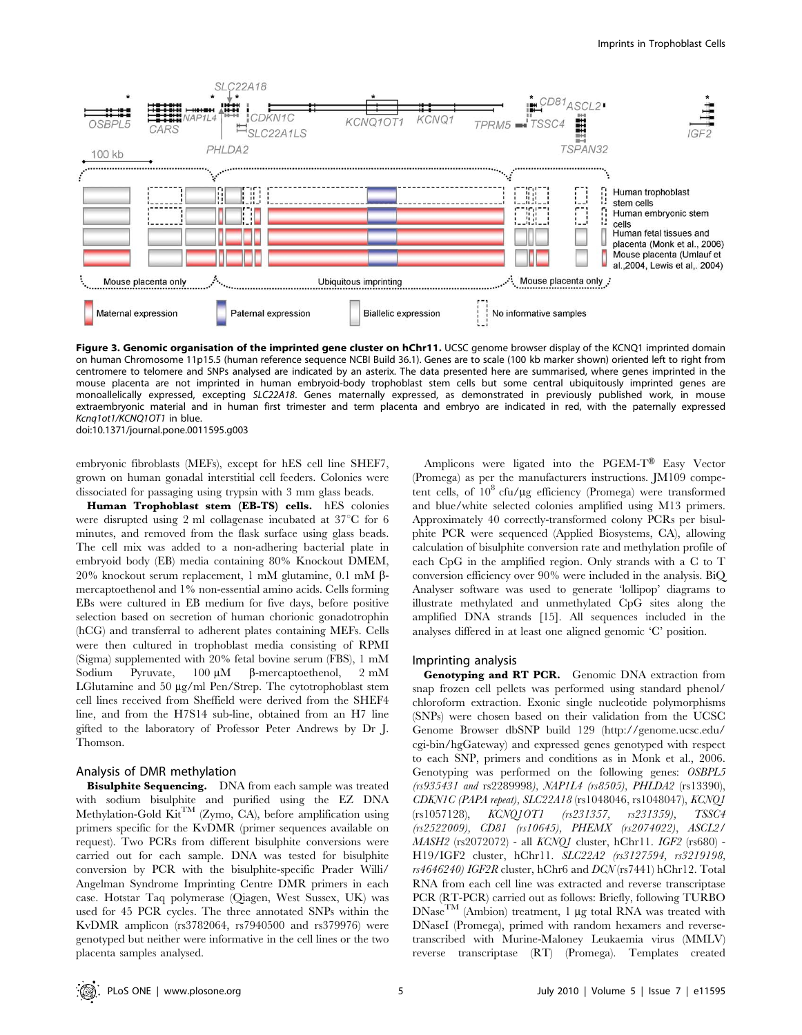**Figure 3. Genomic organisation of the imprinted gene cluster on hChr11.** UCSC genome browser display of the KCNQ1 imprinted domain on human Chromosome 11p15.5 (human reference sequence NCBI Build 36.1). Genes are to scale (100 kb marker shown) oriented left to right from centromere to telomere and SNPs analysed are indicated by an asterix. The data presented here are summarised, where genes imprinted in the mouse placenta are not imprinted in human embryoid-body trophoblast stem cells but some central ubiquitously imprinted genes are monoallelically expressed, excepting *SLC22A18*. Genes maternally expressed, as demonstrated in previously published work, in mouse extraembryonic material and in human first trimester and term placenta and embryo are indicated in red, with the paternally expressed *Kcnq1ot1/KCNQ1OT1* in blue.

doi:10.1371/journal.pone.0011595.g003

embryonic fibroblasts (MEFs), except for hES cell line SHEF7, grown on human gonadal interstitial cell feeders. Colonies were dissociated for passaging using trypsin with 3 mm glass beads.

**Human Trophoblast stem (EB-TS) cells.** hES colonies were disrupted using 2 ml collagenase incubated at 37°C for 6 minutes, and removed from the flask surface using glass beads. The cell mix was added to a non-adhering bacterial plate in embryoid body (EB) media containing 80% Knockout DMEM, 20% knockout serum replacement, 1 mM glutamine, 0.1 mM β-mercaptoethenol and 1% non-essential amino acids. Cells forming EBs were cultured in EB medium for five days, before positive selection based on secretion of human chorionic gonadotrophin (hCG) and transferral to adherent plates containing MEFs. Cells were then cultured in trophoblast media consisting of RPMI (Sigma) supplemented with 20% fetal bovine serum (FBS), 1 mM Sodium Pyruvate, 100 µM β-mercaptoethenol, 2 mM LGlutamine and 50 µg/ml Pen/Strep. The cytotrophoblast stem cell lines received from Sheffield were derived from the SHEF4 line, and from the H7S14 sub-line, obtained from an H7 line gifted to the laboratory of Professor Peter Andrews by Dr J. Thomson.

## Analysis of DMR methylation

**Bisulphite Sequencing.** DNA from each sample was treated with sodium bisulphite and purified using the EZ DNA Methylation-Gold Kit™ (Zymo, CA), before amplification using primers specific for the KvDMR (primer sequences available on request). Two PCRs from different bisulphite conversions were carried out for each sample. DNA was tested for bisulphite conversion by PCR with the bisulphite-specific Prader Willi/Angelman Syndrome Imprinting Centre DMR primers in each case. Hotstar Taq polymerase (Qiagen, West Sussex, UK) was used for 45 PCR cycles. The three annotated SNPs within the KvDMR amplicon (rs3782064, rs7940500 and rs379976) were genotyped but neither were informative in the cell lines or the two placenta samples analysed.

Amplicons were ligated into the PGEM-T® Easy Vector (Promega) as per the manufacturers instructions. JM109 competent cells, of $10^8$ cfu/µg efficiency (Promega) were transformed and blue/white selected colonies amplified using M13 primers. Approximately 40 correctly-transformed colony PCRs per bisulphite PCR were sequenced (Applied Biosystems, CA), allowing calculation of bisulphite conversion rate and methylation profile of each CpG in the amplified region. Only strands with a C to T conversion efficiency over 90% were included in the analysis. BiQ Analyser software was used to generate 'lollipop' diagrams to illustrate methylated and unmethylated CpG sites along the amplified DNA strands [15]. All sequences included in the analyses differed in at least one aligned genomic 'C' position.

## Imprinting analysis

**Genotyping and RT PCR.** Genomic DNA extraction from snap frozen cell pellets was performed using standard phenol/chloroform extraction. Exonic single nucleotide polymorphisms (SNPs) were chosen based on their validation from the UCSC Genome Browser dbSNP build 129 (http://genome.ucsc.edu/cgi-bin/hgGateway) and expressed genes genotyped with respect to each SNP, primers and conditions as in Monk et al., 2006. Genotyping was performed on the following genes: *OSBPL5 (rs935431 and* rs2289998*), NAP1L4 (rs8505), PHLDA2* (rs13390), *CDKN1C (PAPA repeat), SLC22A18* (rs1048046, rs1048047), *KCNQ1* (rs1057128), *KCNQ1OT1 (rs231357, rs231359), TSSC4 (rs2522009), CD81 (rs10645), PHEMX (rs2074022), ASCL2/MASH2* (rs2072072) - all *KCNQ1* cluster, hChr11. *IGF2* (rs680) - H19/IGF2 cluster, hChr11. *SLC22A2 (rs3127594, rs3219198, rs4646240) IGF2R* cluster, hChr6 and *DCN* (rs7441) hChr12. Total RNA from each cell line was extracted and reverse transcriptase PCR (RT-PCR) carried out as follows: Briefly, following TURBO DNase™ (Ambion) treatment, 1 µg total RNA was treated with DNaseI (Promega), primed with random hexamers and reverse-transcribed with Murine-Maloney Leukaemia virus (MMLV) reverse transcriptase (RT) (Promega). Templates created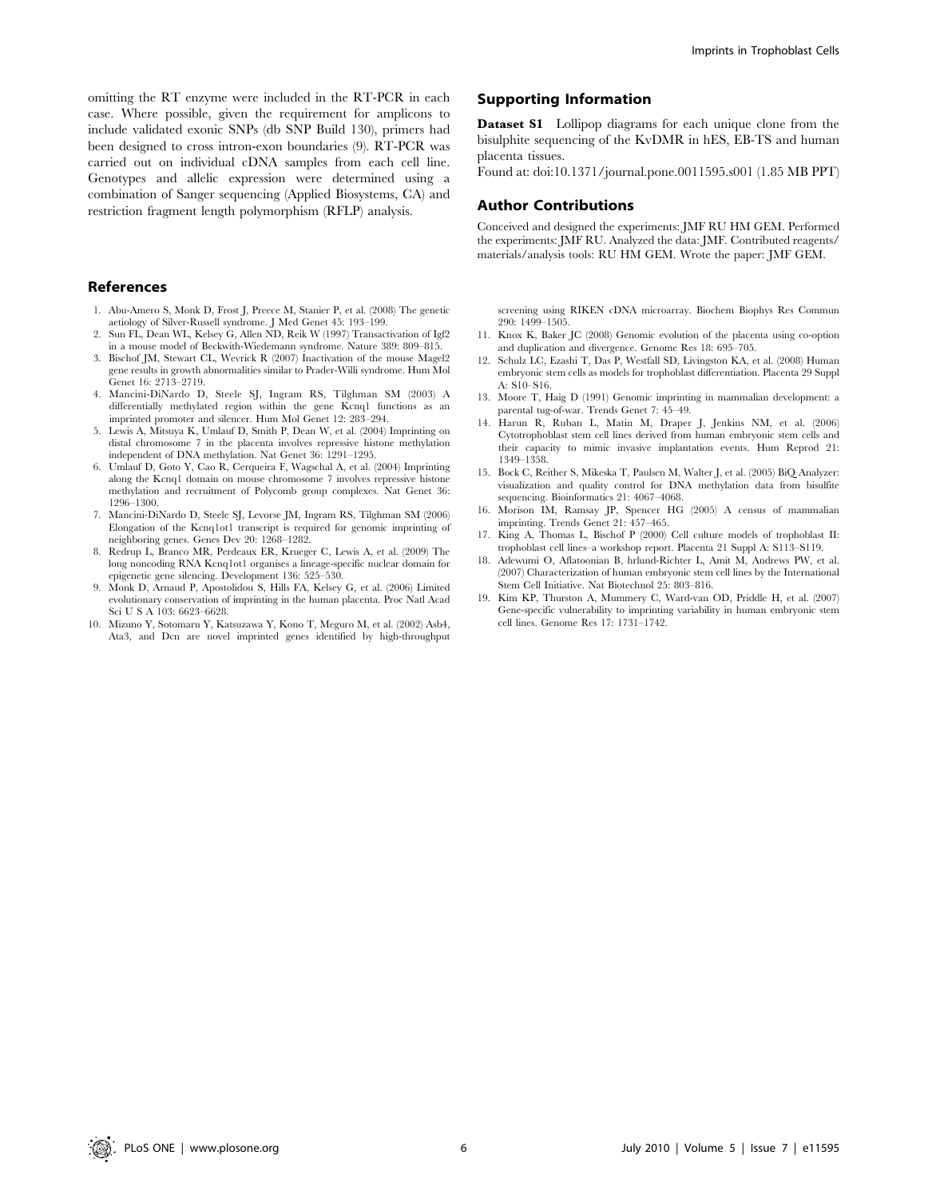omitting the RT enzyme were included in the RT-PCR in each case. Where possible, given the requirement for amplicons to include validated exonic SNPs (db SNP Build 130), primers had been designed to cross intron-exon boundaries (9). RT-PCR was carried out on individual cDNA samples from each cell line. Genotypes and allelic expression were determined using a combination of Sanger sequencing (Applied Biosystems, CA) and restriction fragment length polymorphism (RFLP) analysis.

## Supporting Information

**Dataset S1** Lollipop diagrams for each unique clone from the bisulphite sequencing of the KvDMR in hES, EB-TS and human placenta tissues.
Found at: doi:10.1371/journal.pone.0011595.s001 (1.85 MB PPT)

## Author Contributions

Conceived and designed the experiments: JMF RU HM GEM. Performed the experiments: JMF RU. Analyzed the data: JMF. Contributed reagents/materials/analysis tools: RU HM GEM. Wrote the paper: JMF GEM.

## References

1. Abu-Amero S, Monk D, Frost J, Preece M, Stanier P, et al. (2008) The genetic aetiology of Silver-Russell syndrome. J Med Genet 45: 193–199.
2. Sun FL, Dean WL, Kelsey G, Allen ND, Reik W (1997) Transactivation of Igf2 in a mouse model of Beckwith-Wiedemann syndrome. Nature 389: 809–815.
3. Bischof JM, Stewart CL, Wevrick R (2007) Inactivation of the mouse Magel2 gene results in growth abnormalities similar to Prader-Willi syndrome. Hum Mol Genet 16: 2713–2719.
4. Mancini-DiNardo D, Steele SJ, Ingram RS, Tilghman SM (2003) A differentially methylated region within the gene Kcnq1 functions as an imprinted promoter and silencer. Hum Mol Genet 12: 283–294.
5. Lewis A, Mitsuya K, Umlauf D, Smith P, Dean W, et al. (2004) Imprinting on distal chromosome 7 in the placenta involves repressive histone methylation independent of DNA methylation. Nat Genet 36: 1291–1295.
6. Umlauf D, Goto Y, Cao R, Cerqueira F, Wagschal A, et al. (2004) Imprinting along the Kcnq1 domain on mouse chromosome 7 involves repressive histone methylation and recruitment of Polycomb group complexes. Nat Genet 36: 1296–1300.
7. Mancini-DiNardo D, Steele SJ, Levorse JM, Ingram RS, Tilghman SM (2006) Elongation of the Kcnq1ot1 transcript is required for genomic imprinting of neighboring genes. Genes Dev 20: 1268–1282.
8. Redrup L, Branco MR, Perdeaux ER, Krueger C, Lewis A, et al. (2009) The long noncoding RNA Kcnq1ot1 organises a lineage-specific nuclear domain for epigenetic gene silencing. Development 136: 525–530.
9. Monk D, Arnaud P, Apostolidou S, Hills FA, Kelsey G, et al. (2006) Limited evolutionary conservation of imprinting in the human placenta. Proc Natl Acad Sci U S A 103: 6623–6628.
10. Mizuno Y, Sotomaru Y, Katsuzawa Y, Kono T, Meguro M, et al. (2002) Asb4, Ata3, and Dcn are novel imprinted genes identified by high-throughput screening using RIKEN cDNA microarray. Biochem Biophys Res Commun 290: 1499–1505.
11. Knox K, Baker JC (2008) Genomic evolution of the placenta using co-option and duplication and divergence. Genome Res 18: 695–705.
12. Schulz LC, Ezashi T, Das P, Westfall SD, Livingston KA, et al. (2008) Human embryonic stem cells as models for trophoblast differentiation. Placenta 29 Suppl A: S10–S16.
13. Moore T, Haig D (1991) Genomic imprinting in mammalian development: a parental tug-of-war. Trends Genet 7: 45–49.
14. Harun R, Ruban L, Matin M, Draper J, Jenkins NM, et al. (2006) Cytotrophoblast stem cell lines derived from human embryonic stem cells and their capacity to mimic invasive implantation events. Hum Reprod 21: 1349–1358.
15. Bock C, Reither S, Mikeska T, Paulsen M, Walter J, et al. (2005) BiQ Analyzer: visualization and quality control for DNA methylation data from bisulfite sequencing. Bioinformatics 21: 4067–4068.
16. Morison IM, Ramsay JP, Spencer HG (2005) A census of mammalian imprinting. Trends Genet 21: 457–465.
17. King A, Thomas L, Bischof P (2000) Cell culture models of trophoblast II: trophoblast cell lines–a workshop report. Placenta 21 Suppl A: S113–S119.
18. Adewumi O, Aflatoonian B, hrlund-Richter L, Amit M, Andrews PW, et al. (2007) Characterization of human embryonic stem cell lines by the International Stem Cell Initiative. Nat Biotechnol 25: 803–816.
19. Kim KP, Thurston A, Mummery C, Ward-van OD, Priddle H, et al. (2007) Gene-specific vulnerability to imprinting variability in human embryonic stem cell lines. Genome Res 17: 1731–1742.